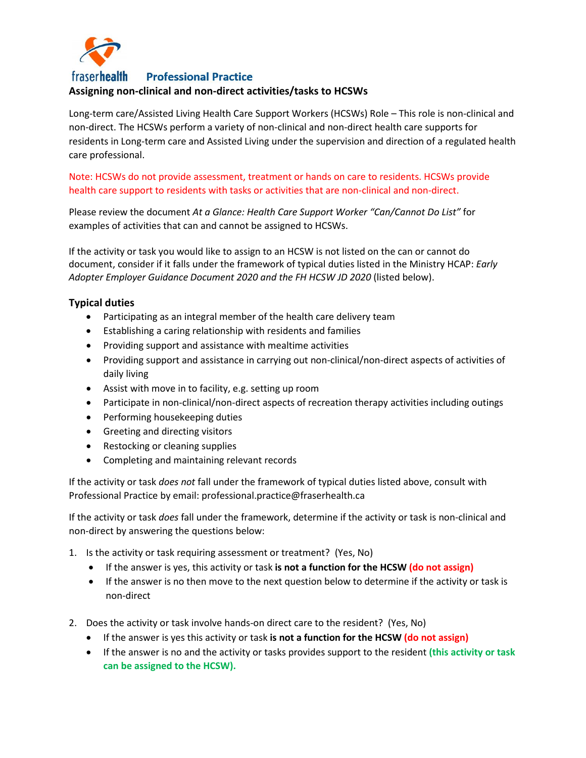fraserhealth **Professional Practice**

**Assigning non-clinical and non-direct activities/tasks to HCSWs**

Long-term care/Assisted Living Health Care Support Workers (HCSWs) Role – This role is non-clinical and non-direct. The HCSWs perform a variety of non-clinical and non-direct health care supports for residents in Long-term care and Assisted Living under the supervision and direction of a regulated health care professional.

Note: HCSWs do not provide assessment, treatment or hands on care to residents. HCSWs provide health care support to residents with tasks or activities that are non-clinical and non-direct.

Please review the document *At a Glance: Health Care Support Worker "Can/Cannot Do List"* for examples of activities that can and cannot be assigned to HCSWs.

If the activity or task you would like to assign to an HCSW is not listed on the can or cannot do document, consider if it falls under the framework of typical duties listed in the Ministry HCAP: *Early Adopter Employer Guidance Document 2020 and the FH HCSW JD 2020* (listed below).

### Typical duties

- Participating as an integral member of the health care delivery team
- Establishing a caring relationship with residents and families
- Providing support and assistance with mealtime activities
- Providing support and assistance in carrying out non-clinical/non-direct aspects of activities of daily living
- Assist with move in to facility, e.g. setting up room
- Participate in non-clinical/non-direct aspects of recreation therapy activities including outings
- Performing housekeeping duties
- Greeting and directing visitors
- Restocking or cleaning supplies
- Completing and maintaining relevant records

If the activity or task *does not* fall under the framework of typical duties listed above, consult with Professional Practice by email: professional.practice@fraserhealth.ca

If the activity or task *does* fall under the framework, determine if the activity or task is non-clinical and non-direct by answering the questions below:

1. Is the activity or task requiring assessment or treatment? (Yes, No)
   - If the answer is yes, this activity or task **is not a function for the HCSW (do not assign)**
   - If the answer is no then move to the next question below to determine if the activity or task is non-direct

2. Does the activity or task involve hands-on direct care to the resident? (Yes, No)
   - If the answer is yes this activity or task **is not a function for the HCSW (do not assign)**
   - If the answer is no and the activity or tasks provides support to the resident **(this activity or task can be assigned to the HCSW).**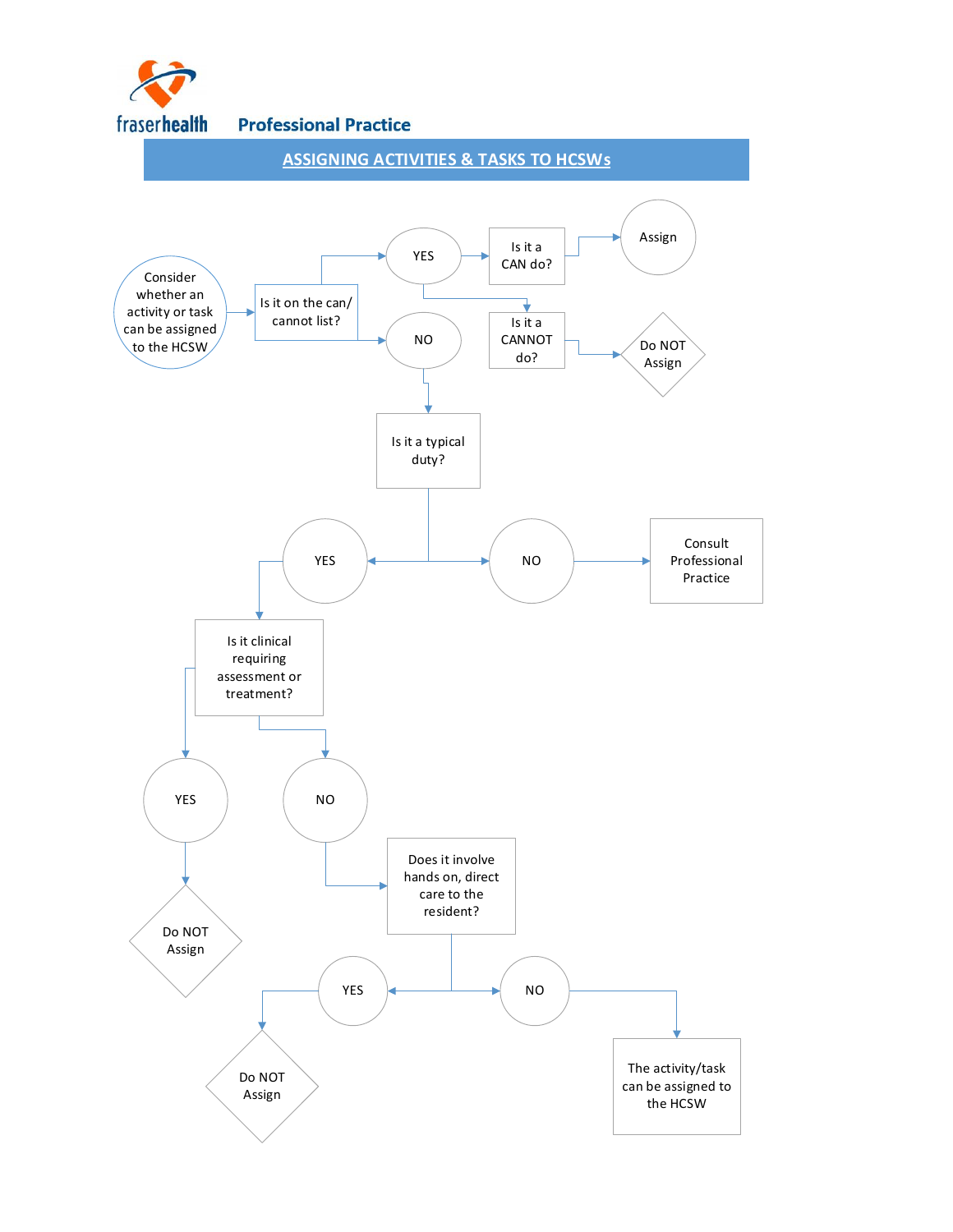fraserhealth **Professional Practice**

## ASSIGNING ACTIVITIES & TASKS TO HCSWs

Consider whether an activity or task can be assigned to the HCSW

Is it on the can/ cannot list?

YES

Is it a CAN do?

Assign

Is it a CANNOT do?

Do NOT Assign

NO

Is it a typical duty?

YES

NO

Consult Professional Practice

Is it clinical requiring assessment or treatment?

YES

Do NOT Assign

NO

Does it involve hands on, direct care to the resident?

YES

Do NOT Assign

NO

The activity/task can be assigned to the HCSW